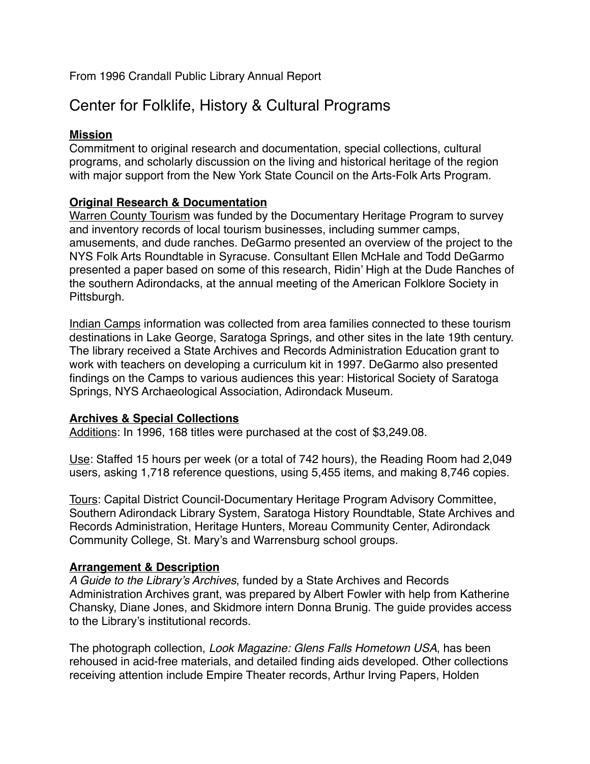From 1996 Crandall Public Library Annual Report

# Center for Folklife, History & Cultural Programs

**Mission**

Commitment to original research and documentation, special collections, cultural programs, and scholarly discussion on the living and historical heritage of the region with major support from the New York State Council on the Arts-Folk Arts Program.

**Original Research & Documentation**

Warren County Tourism was funded by the Documentary Heritage Program to survey and inventory records of local tourism businesses, including summer camps, amusements, and dude ranches. DeGarmo presented an overview of the project to the NYS Folk Arts Roundtable in Syracuse. Consultant Ellen McHale and Todd DeGarmo presented a paper based on some of this research, Ridin' High at the Dude Ranches of the southern Adirondacks, at the annual meeting of the American Folklore Society in Pittsburgh.

Indian Camps information was collected from area families connected to these tourism destinations in Lake George, Saratoga Springs, and other sites in the late 19th century. The library received a State Archives and Records Administration Education grant to work with teachers on developing a curriculum kit in 1997. DeGarmo also presented findings on the Camps to various audiences this year: Historical Society of Saratoga Springs, NYS Archaeological Association, Adirondack Museum.

**Archives & Special Collections**

Additions: In 1996, 168 titles were purchased at the cost of $3,249.08.

Use: Staffed 15 hours per week (or a total of 742 hours), the Reading Room had 2,049 users, asking 1,718 reference questions, using 5,455 items, and making 8,746 copies.

Tours: Capital District Council-Documentary Heritage Program Advisory Committee, Southern Adirondack Library System, Saratoga History Roundtable, State Archives and Records Administration, Heritage Hunters, Moreau Community Center, Adirondack Community College, St. Mary's and Warrensburg school groups.

**Arrangement & Description**

*A Guide to the Library's Archives*, funded by a State Archives and Records Administration Archives grant, was prepared by Albert Fowler with help from Katherine Chansky, Diane Jones, and Skidmore intern Donna Brunig. The guide provides access to the Library's institutional records.

The photograph collection, *Look Magazine: Glens Falls Hometown USA*, has been rehoused in acid-free materials, and detailed finding aids developed. Other collections receiving attention include Empire Theater records, Arthur Irving Papers, Holden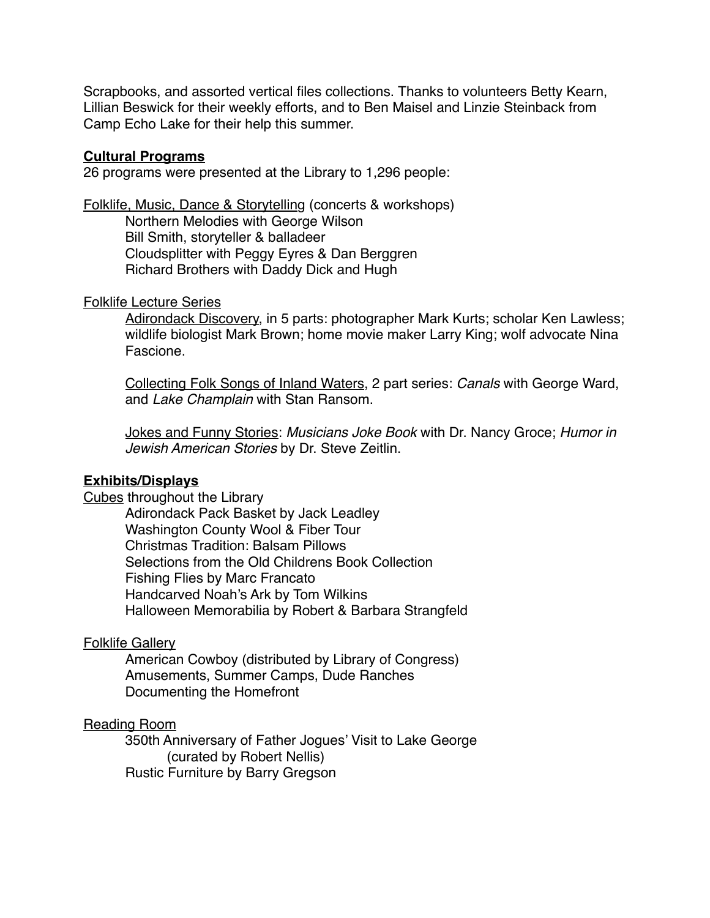Scrapbooks, and assorted vertical files collections. Thanks to volunteers Betty Kearn, Lillian Beswick for their weekly efforts, and to Ben Maisel and Linzie Steinback from Camp Echo Lake for their help this summer.

**Cultural Programs**

26 programs were presented at the Library to 1,296 people:

Folklife, Music, Dance & Storytelling (concerts & workshops)

- Northern Melodies with George Wilson
- Bill Smith, storyteller & balladeer
- Cloudsplitter with Peggy Eyres & Dan Berggren
- Richard Brothers with Daddy Dick and Hugh

Folklife Lecture Series

Adirondack Discovery, in 5 parts: photographer Mark Kurts; scholar Ken Lawless; wildlife biologist Mark Brown; home movie maker Larry King; wolf advocate Nina Fascione.

Collecting Folk Songs of Inland Waters, 2 part series: *Canals* with George Ward, and *Lake Champlain* with Stan Ransom.

Jokes and Funny Stories: *Musicians Joke Book* with Dr. Nancy Groce; *Humor in Jewish American Stories* by Dr. Steve Zeitlin.

**Exhibits/Displays**

Cubes throughout the Library

- Adirondack Pack Basket by Jack Leadley
- Washington County Wool & Fiber Tour
- Christmas Tradition: Balsam Pillows
- Selections from the Old Childrens Book Collection
- Fishing Flies by Marc Francato
- Handcarved Noah's Ark by Tom Wilkins
- Halloween Memorabilia by Robert & Barbara Strangfeld

Folklife Gallery

- American Cowboy (distributed by Library of Congress)
- Amusements, Summer Camps, Dude Ranches
- Documenting the Homefront

Reading Room

- 350th Anniversary of Father Jogues' Visit to Lake George (curated by Robert Nellis)
- Rustic Furniture by Barry Gregson